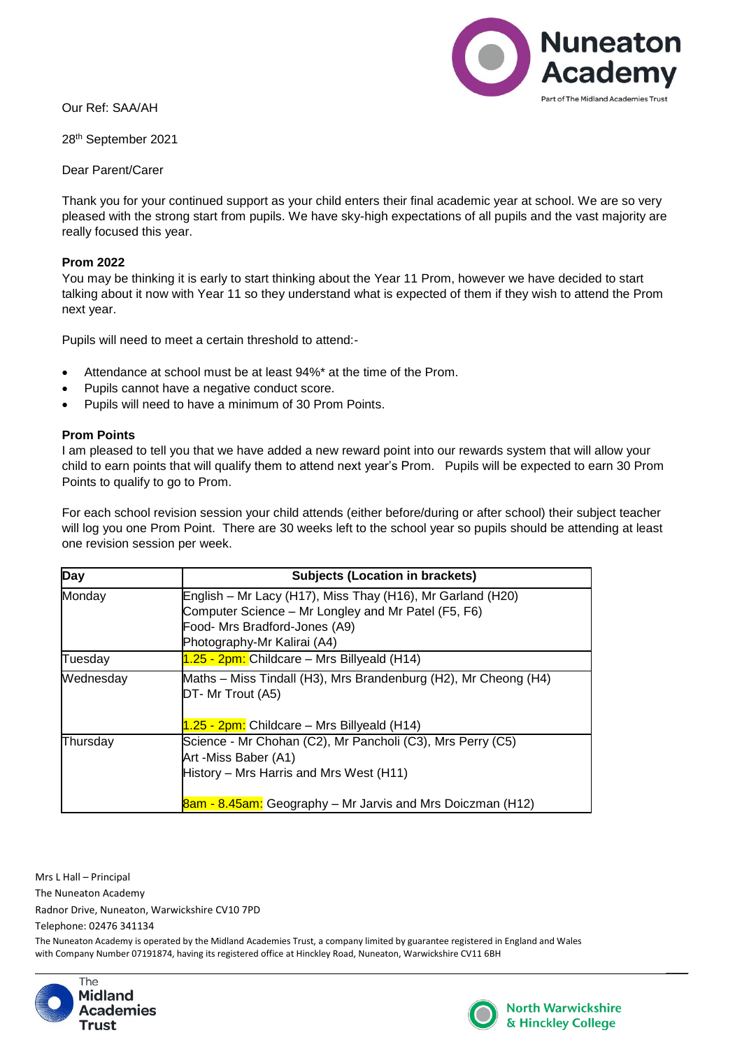Our Ref: SAA/AH

28th September 2021

Dear Parent/Carer

Thank you for your continued support as your child enters their final academic year at school. We are so very pleased with the strong start from pupils. We have sky-high expectations of all pupils and the vast majority are really focused this year.

**Prom 2022**

You may be thinking it is early to start thinking about the Year 11 Prom, however we have decided to start talking about it now with Year 11 so they understand what is expected of them if they wish to attend the Prom next year.

Pupils will need to meet a certain threshold to attend:-

- Attendance at school must be at least 94%* at the time of the Prom.
- Pupils cannot have a negative conduct score.
- Pupils will need to have a minimum of 30 Prom Points.

**Prom Points**

I am pleased to tell you that we have added a new reward point into our rewards system that will allow your child to earn points that will qualify them to attend next year's Prom. Pupils will be expected to earn 30 Prom Points to qualify to go to Prom.

For each school revision session your child attends (either before/during or after school) their subject teacher will log you one Prom Point. There are 30 weeks left to the school year so pupils should be attending at least one revision session per week.

| Day | Subjects (Location in brackets) |
|---|---|
| Monday | English – Mr Lacy (H17), Miss Thay (H16), Mr Garland (H20)<br>Computer Science – Mr Longley and Mr Patel (F5, F6)<br>Food- Mrs Bradford-Jones (A9)<br>Photography-Mr Kalirai (A4) |
| Tuesday | 1.25 - 2pm: Childcare – Mrs Billyeald (H14) |
| Wednesday | Maths – Miss Tindall (H3), Mrs Brandenburg (H2), Mr Cheong (H4)<br>DT- Mr Trout (A5)<br><br>1.25 - 2pm: Childcare – Mrs Billyeald (H14) |
| Thursday | Science - Mr Chohan (C2), Mr Pancholi (C3), Mrs Perry (C5)<br>Art -Miss Baber (A1)<br>History – Mrs Harris and Mrs West (H11)<br><br>8am - 8.45am: Geography – Mr Jarvis and Mrs Doiczman (H12) |

Mrs L Hall – Principal
The Nuneaton Academy
Radnor Drive, Nuneaton, Warwickshire CV10 7PD
Telephone: 02476 341134

The Nuneaton Academy is operated by the Midland Academies Trust, a company limited by guarantee registered in England and Wales with Company Number 07191874, having its registered office at Hinckley Road, Nuneaton, Warwickshire CV11 6BH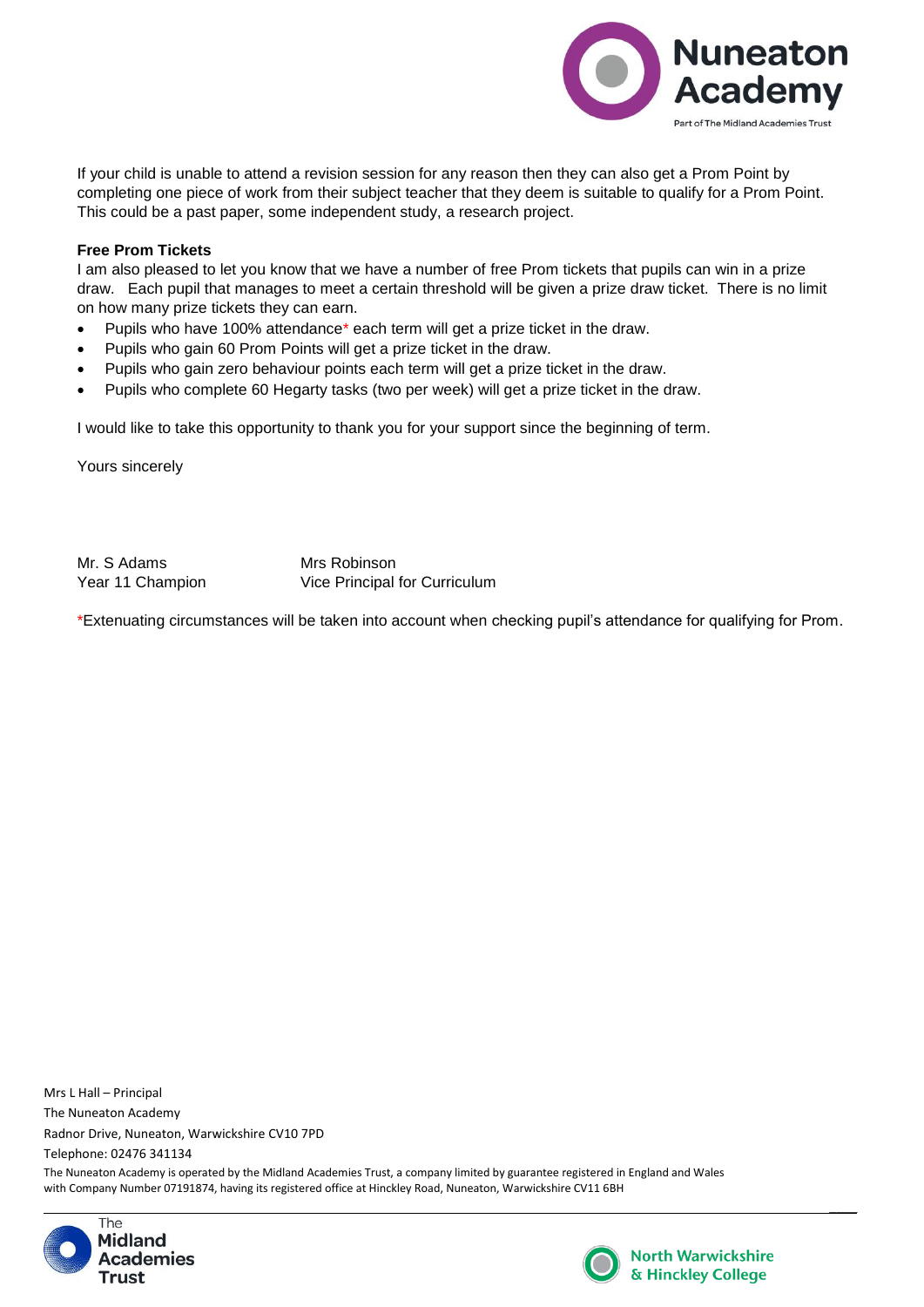If your child is unable to attend a revision session for any reason then they can also get a Prom Point by completing one piece of work from their subject teacher that they deem is suitable to qualify for a Prom Point. This could be a past paper, some independent study, a research project.

**Free Prom Tickets**

I am also pleased to let you know that we have a number of free Prom tickets that pupils can win in a prize draw. Each pupil that manages to meet a certain threshold will be given a prize draw ticket. There is no limit on how many prize tickets they can earn.

- Pupils who have 100% attendance* each term will get a prize ticket in the draw.
- Pupils who gain 60 Prom Points will get a prize ticket in the draw.
- Pupils who gain zero behaviour points each term will get a prize ticket in the draw.
- Pupils who complete 60 Hegarty tasks (two per week) will get a prize ticket in the draw.

I would like to take this opportunity to thank you for your support since the beginning of term.

Yours sincerely

Mr. S Adams
Year 11 Champion

Mrs Robinson
Vice Principal for Curriculum

*Extenuating circumstances will be taken into account when checking pupil's attendance for qualifying for Prom.

Mrs L Hall – Principal
The Nuneaton Academy
Radnor Drive, Nuneaton, Warwickshire CV10 7PD
Telephone: 02476 341134
The Nuneaton Academy is operated by the Midland Academies Trust, a company limited by guarantee registered in England and Wales with Company Number 07191874, having its registered office at Hinckley Road, Nuneaton, Warwickshire CV11 6BH